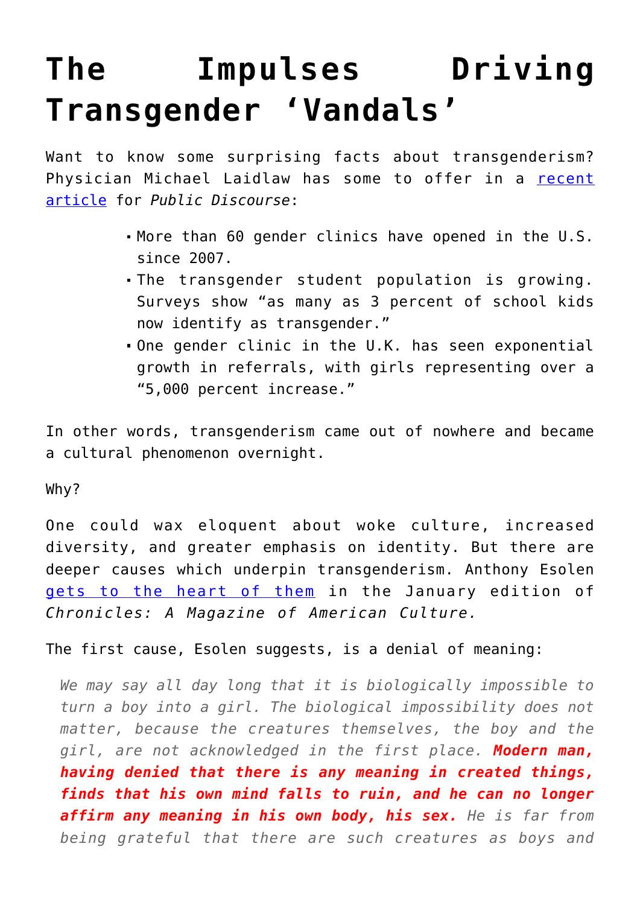# The Impulses Driving Transgender 'Vandals'

Want to know some surprising facts about transgenderism? Physician Michael Laidlaw has some to offer in a [recent article] for *Public Discourse*:

- More than 60 gender clinics have opened in the U.S. since 2007.
- The transgender student population is growing. Surveys show "as many as 3 percent of school kids now identify as transgender."
- One gender clinic in the U.K. has seen exponential growth in referrals, with girls representing over a "5,000 percent increase."

In other words, transgenderism came out of nowhere and became a cultural phenomenon overnight.

Why?

One could wax eloquent about woke culture, increased diversity, and greater emphasis on identity. But there are deeper causes which underpin transgenderism. Anthony Esolen [gets to the heart of them] in the January edition of *Chronicles: A Magazine of American Culture.*

The first cause, Esolen suggests, is a denial of meaning:

> *We may say all day long that it is biologically impossible to turn a boy into a girl. The biological impossibility does not matter, because the creatures themselves, the boy and the girl, are not acknowledged in the first place.* ***Modern man, having denied that there is any meaning in created things, finds that his own mind falls to ruin, and he can no longer affirm any meaning in his own body, his sex.*** *He is far from being grateful that there are such creatures as boys and*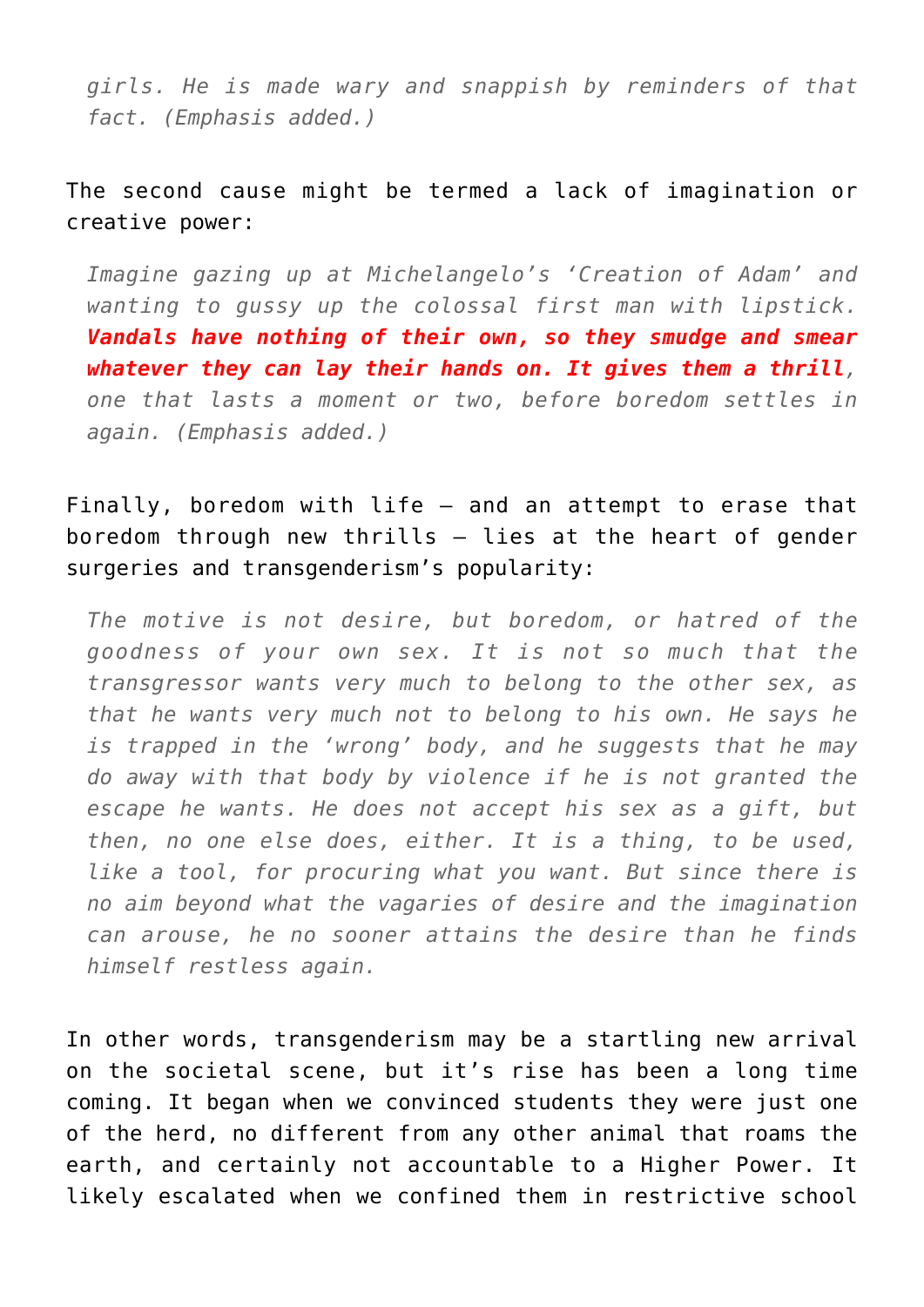> *girls. He is made wary and snappish by reminders of that fact. (Emphasis added.)*

The second cause might be termed a lack of imagination or creative power:

> *Imagine gazing up at Michelangelo's 'Creation of Adam' and wanting to gussy up the colossal first man with lipstick.* ***Vandals have nothing of their own, so they smudge and smear whatever they can lay their hands on. It gives them a thrill****, one that lasts a moment or two, before boredom settles in again. (Emphasis added.)*

Finally, boredom with life – and an attempt to erase that boredom through new thrills – lies at the heart of gender surgeries and transgenderism's popularity:

> *The motive is not desire, but boredom, or hatred of the goodness of your own sex. It is not so much that the transgressor wants very much to belong to the other sex, as that he wants very much not to belong to his own. He says he is trapped in the 'wrong' body, and he suggests that he may do away with that body by violence if he is not granted the escape he wants. He does not accept his sex as a gift, but then, no one else does, either. It is a thing, to be used, like a tool, for procuring what you want. But since there is no aim beyond what the vagaries of desire and the imagination can arouse, he no sooner attains the desire than he finds himself restless again.*

In other words, transgenderism may be a startling new arrival on the societal scene, but it's rise has been a long time coming. It began when we convinced students they were just one of the herd, no different from any other animal that roams the earth, and certainly not accountable to a Higher Power. It likely escalated when we confined them in restrictive school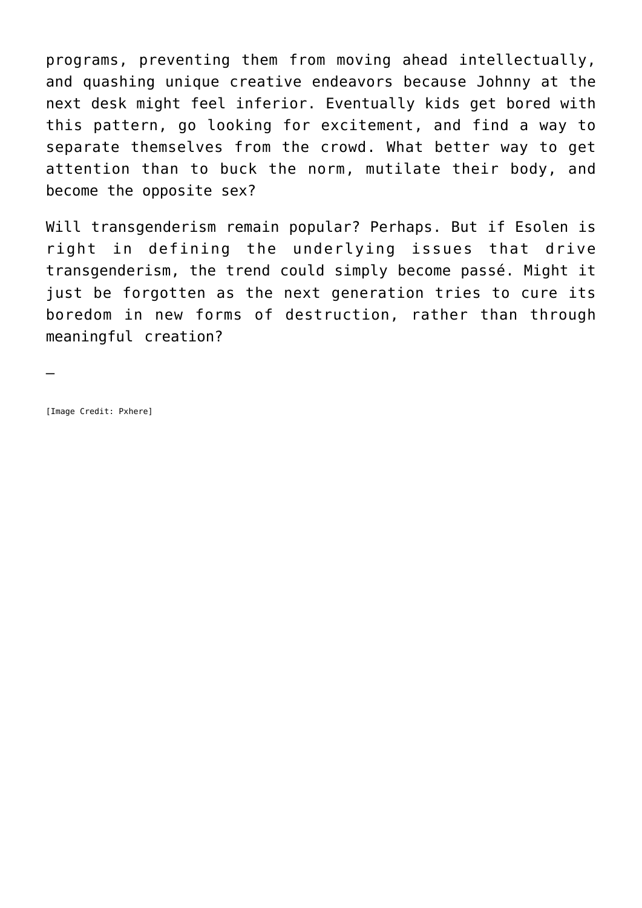programs, preventing them from moving ahead intellectually, and quashing unique creative endeavors because Johnny at the next desk might feel inferior. Eventually kids get bored with this pattern, go looking for excitement, and find a way to separate themselves from the crowd. What better way to get attention than to buck the norm, mutilate their body, and become the opposite sex?

Will transgenderism remain popular? Perhaps. But if Esolen is right in defining the underlying issues that drive transgenderism, the trend could simply become passé. Might it just be forgotten as the next generation tries to cure its boredom in new forms of destruction, rather than through meaningful creation?

—

[Image Credit: Pxhere]